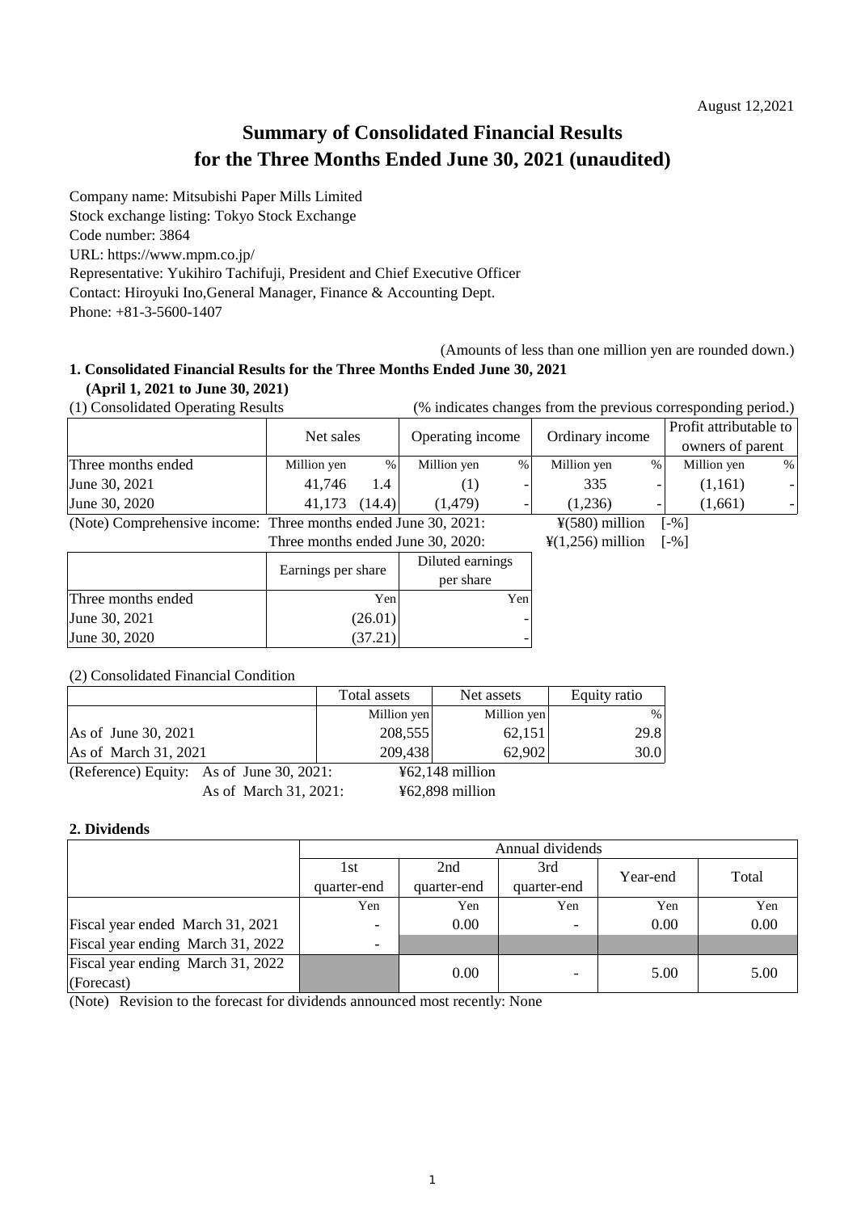August 12,2021

# Summary of Consolidated Financial Results for the Three Months Ended June 30, 2021 (unaudited)

Company name: Mitsubishi Paper Mills Limited
Stock exchange listing: Tokyo Stock Exchange
Code number: 3864
URL: https://www.mpm.co.jp/
Representative: Yukihiro Tachifuji, President and Chief Executive Officer
Contact: Hiroyuki Ino,General Manager, Finance & Accounting Dept.
Phone: +81-3-5600-1407

(Amounts of less than one million yen are rounded down.)

## 1. Consolidated Financial Results for the Three Months Ended June 30, 2021 (April 1, 2021 to June 30, 2021)

(1) Consolidated Operating Results (% indicates changes from the previous corresponding period.)

| | Net sales | | Operating income | | Ordinary income | | Profit attributable to owners of parent | |
|---|---|---|---|---|---|---|---|---|
| Three months ended | Million yen | % | Million yen | % | Million yen | % | Million yen | % |
| June 30, 2021 | 41,746 | 1.4 | (1) | - | 335 | - | (1,161) | - |
| June 30, 2020 | 41,173 | (14.4) | (1,479) | - | (1,236) | - | (1,661) | - |

(Note) Comprehensive income: Three months ended June 30, 2021: ¥(580) million [-%]
Three months ended June 30, 2020: ¥(1,256) million [-%]

| | Earnings per share | Diluted earnings per share |
|---|---|---|
| Three months ended | Yen | Yen |
| June 30, 2021 | (26.01) | - |
| June 30, 2020 | (37.21) | - |

(2) Consolidated Financial Condition

| | Total assets | Net assets | Equity ratio |
|---|---|---|---|
| | Million yen | Million yen | % |
| As of June 30, 2021 | 208,555 | 62,151 | 29.8 |
| As of March 31, 2021 | 209,438 | 62,902 | 30.0 |

(Reference) Equity: As of June 30, 2021: ¥62,148 million
As of March 31, 2021: ¥62,898 million

## 2. Dividends

| | Annual dividends | | | | |
|---|---|---|---|---|---|
| | 1st quarter-end | 2nd quarter-end | 3rd quarter-end | Year-end | Total |
| | Yen | Yen | Yen | Yen | Yen |
| Fiscal year ended March 31, 2021 | - | 0.00 | - | 0.00 | 0.00 |
| Fiscal year ending March 31, 2022 | - | | | | |
| Fiscal year ending March 31, 2022 (Forecast) | | 0.00 | - | 5.00 | 5.00 |

(Note) Revision to the forecast for dividends announced most recently: None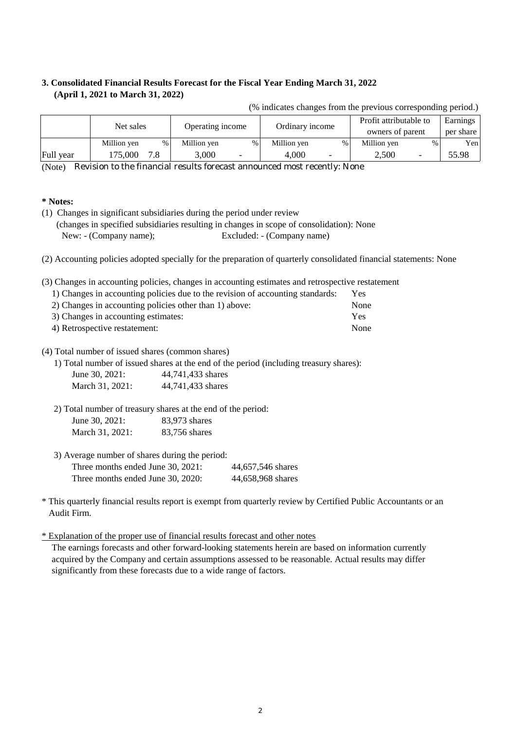### 3. Consolidated Financial Results Forecast for the Fiscal Year Ending March 31, 2022
### (April 1, 2021 to March 31, 2022)

(% indicates changes from the previous corresponding period.)

| | Net sales | | Operating income | | Ordinary income | | Profit attributable to owners of parent | | Earnings per share |
|---|---|---|---|---|---|---|---|---|---|
| | Million yen | % | Million yen | % | Million yen | % | Million yen | % | Yen |
| Full year | 175,000 | 7.8 | 3,000 | - | 4,000 | - | 2,500 | - | 55.98 |

(Note) Revision to the financial results forecast announced most recently: None

**\* Notes:**

(1) Changes in significant subsidiaries during the period under review
(changes in specified subsidiaries resulting in changes in scope of consolidation): None
New: - (Company name); Excluded: - (Company name)

(2) Accounting policies adopted specially for the preparation of quarterly consolidated financial statements: None

(3) Changes in accounting policies, changes in accounting estimates and retrospective restatement

1) Changes in accounting policies due to the revision of accounting standards: Yes
2) Changes in accounting policies other than 1) above: None
3) Changes in accounting estimates: Yes
4) Retrospective restatement: None

(4) Total number of issued shares (common shares)

1) Total number of issued shares at the end of the period (including treasury shares):
June 30, 2021: 44,741,433 shares
March 31, 2021: 44,741,433 shares

2) Total number of treasury shares at the end of the period:
June 30, 2021: 83,973 shares
March 31, 2021: 83,756 shares

3) Average number of shares during the period:
Three months ended June 30, 2021: 44,657,546 shares
Three months ended June 30, 2020: 44,658,968 shares

\* This quarterly financial results report is exempt from quarterly review by Certified Public Accountants or an Audit Firm.

\* Explanation of the proper use of financial results forecast and other notes

The earnings forecasts and other forward-looking statements herein are based on information currently acquired by the Company and certain assumptions assessed to be reasonable. Actual results may differ significantly from these forecasts due to a wide range of factors.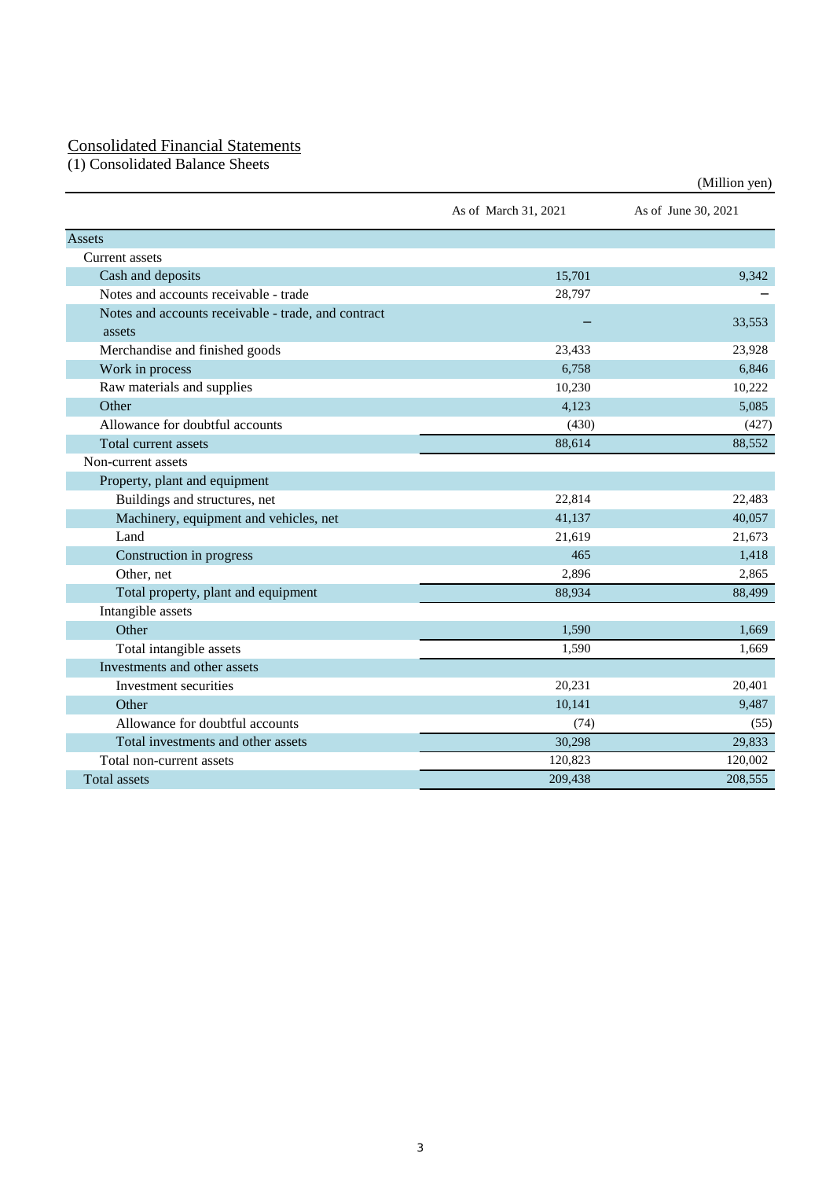## Consolidated Financial Statements

(1) Consolidated Balance Sheets

(Million yen)

| | As of March 31, 2021 | As of June 30, 2021 |
|---|---|---|
| Assets | | |
| Current assets | | |
| Cash and deposits | 15,701 | 9,342 |
| Notes and accounts receivable - trade | 28,797 | – |
| Notes and accounts receivable - trade, and contract assets | – | 33,553 |
| Merchandise and finished goods | 23,433 | 23,928 |
| Work in process | 6,758 | 6,846 |
| Raw materials and supplies | 10,230 | 10,222 |
| Other | 4,123 | 5,085 |
| Allowance for doubtful accounts | (430) | (427) |
| Total current assets | 88,614 | 88,552 |
| Non-current assets | | |
| Property, plant and equipment | | |
| Buildings and structures, net | 22,814 | 22,483 |
| Machinery, equipment and vehicles, net | 41,137 | 40,057 |
| Land | 21,619 | 21,673 |
| Construction in progress | 465 | 1,418 |
| Other, net | 2,896 | 2,865 |
| Total property, plant and equipment | 88,934 | 88,499 |
| Intangible assets | | |
| Other | 1,590 | 1,669 |
| Total intangible assets | 1,590 | 1,669 |
| Investments and other assets | | |
| Investment securities | 20,231 | 20,401 |
| Other | 10,141 | 9,487 |
| Allowance for doubtful accounts | (74) | (55) |
| Total investments and other assets | 30,298 | 29,833 |
| Total non-current assets | 120,823 | 120,002 |
| Total assets | 209,438 | 208,555 |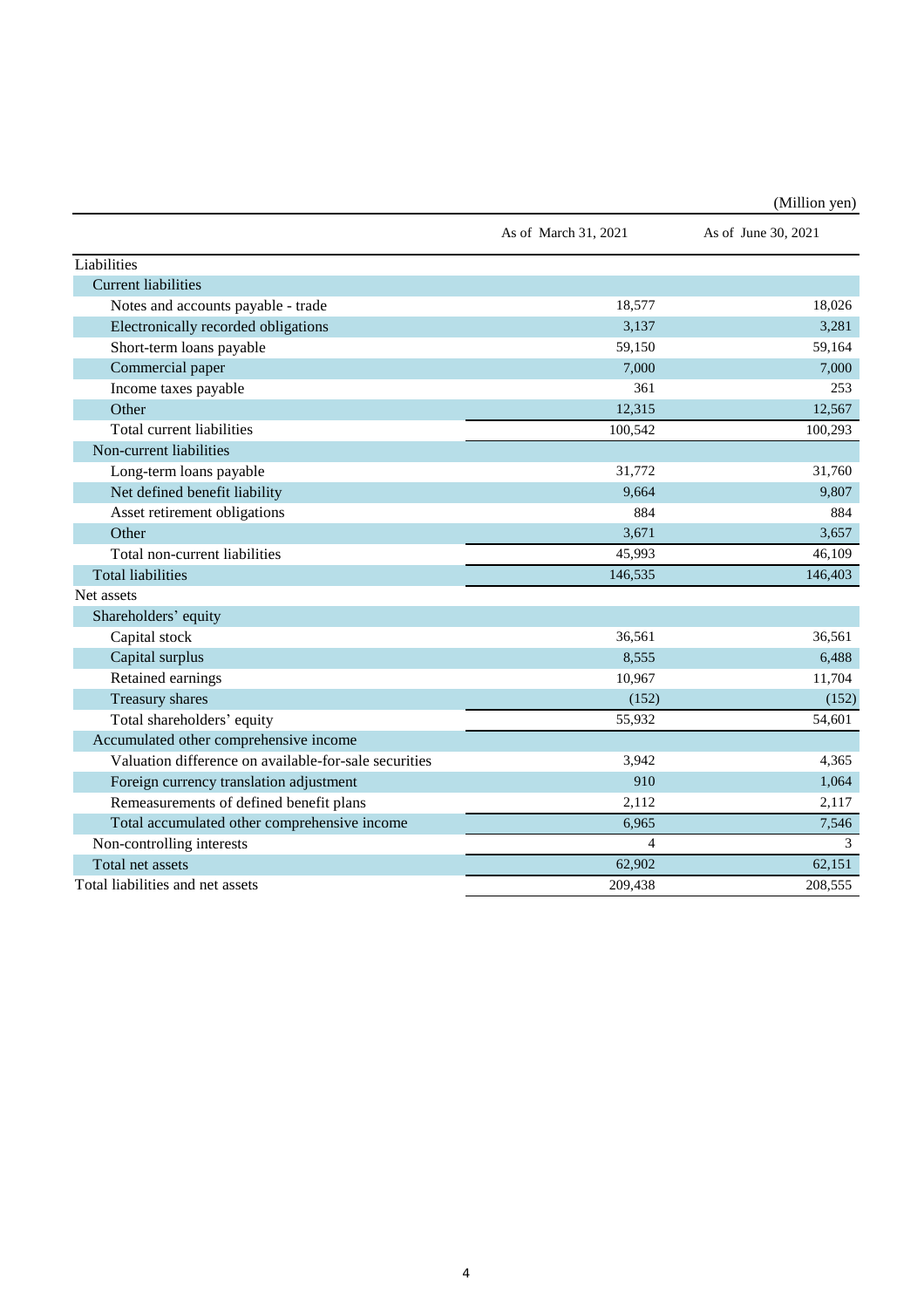(Million yen)

| | As of March 31, 2021 | As of June 30, 2021 |
|---|---|---|
| Liabilities | | |
| Current liabilities | | |
| Notes and accounts payable - trade | 18,577 | 18,026 |
| Electronically recorded obligations | 3,137 | 3,281 |
| Short-term loans payable | 59,150 | 59,164 |
| Commercial paper | 7,000 | 7,000 |
| Income taxes payable | 361 | 253 |
| Other | 12,315 | 12,567 |
| Total current liabilities | 100,542 | 100,293 |
| Non-current liabilities | | |
| Long-term loans payable | 31,772 | 31,760 |
| Net defined benefit liability | 9,664 | 9,807 |
| Asset retirement obligations | 884 | 884 |
| Other | 3,671 | 3,657 |
| Total non-current liabilities | 45,993 | 46,109 |
| Total liabilities | 146,535 | 146,403 |
| Net assets | | |
| Shareholders’ equity | | |
| Capital stock | 36,561 | 36,561 |
| Capital surplus | 8,555 | 6,488 |
| Retained earnings | 10,967 | 11,704 |
| Treasury shares | (152) | (152) |
| Total shareholders’ equity | 55,932 | 54,601 |
| Accumulated other comprehensive income | | |
| Valuation difference on available-for-sale securities | 3,942 | 4,365 |
| Foreign currency translation adjustment | 910 | 1,064 |
| Remeasurements of defined benefit plans | 2,112 | 2,117 |
| Total accumulated other comprehensive income | 6,965 | 7,546 |
| Non-controlling interests | 4 | 3 |
| Total net assets | 62,902 | 62,151 |
| Total liabilities and net assets | 209,438 | 208,555 |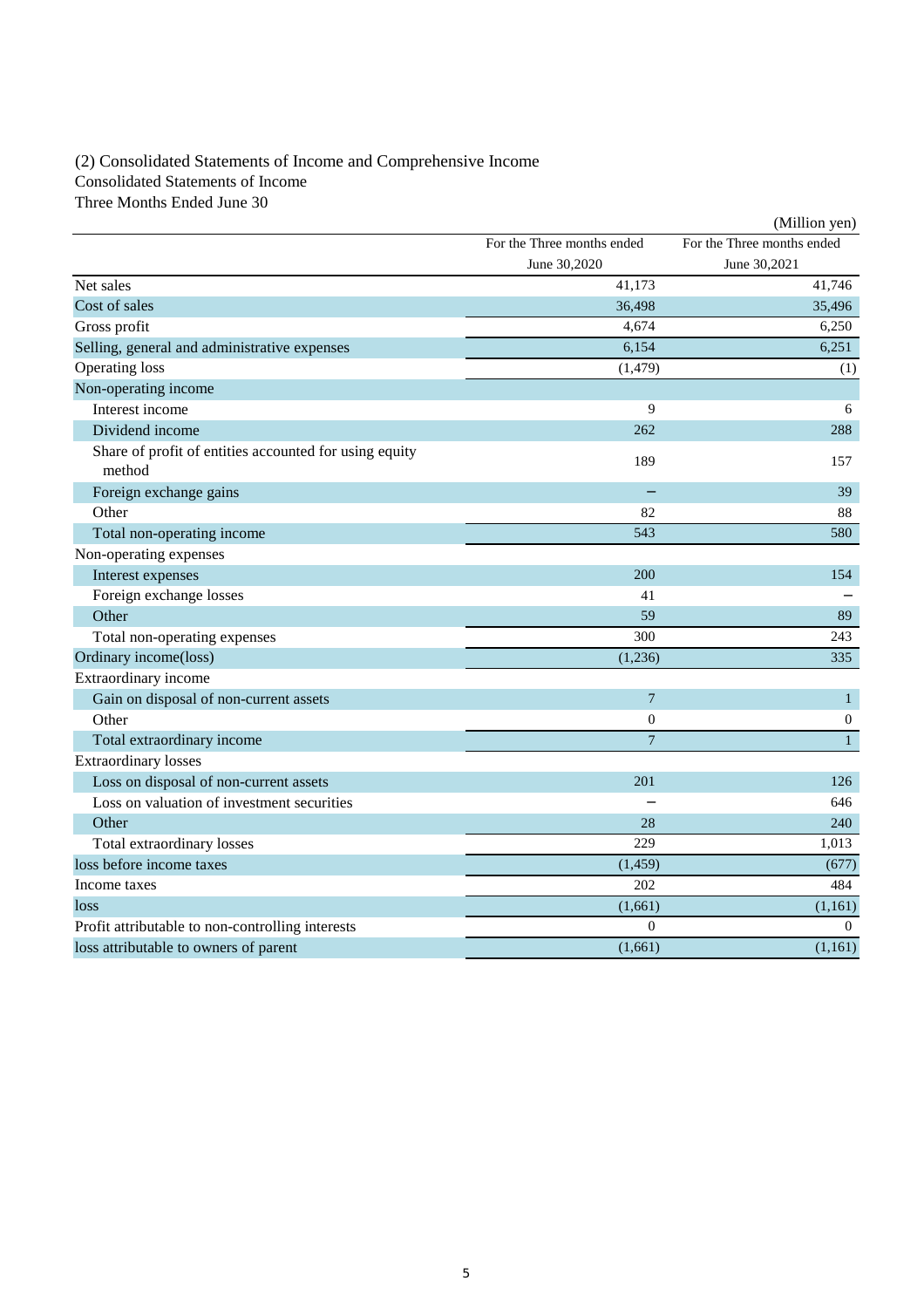(2) Consolidated Statements of Income and Comprehensive Income

Consolidated Statements of Income

Three Months Ended June 30

(Million yen)

| | For the Three months ended June 30,2020 | For the Three months ended June 30,2021 |
|---|---|---|
| Net sales | 41,173 | 41,746 |
| Cost of sales | 36,498 | 35,496 |
| Gross profit | 4,674 | 6,250 |
| Selling, general and administrative expenses | 6,154 | 6,251 |
| Operating loss | (1,479) | (1) |
| Non-operating income | | |
| Interest income | 9 | 6 |
| Dividend income | 262 | 288 |
| Share of profit of entities accounted for using equity method | 189 | 157 |
| Foreign exchange gains | − | 39 |
| Other | 82 | 88 |
| Total non-operating income | 543 | 580 |
| Non-operating expenses | | |
| Interest expenses | 200 | 154 |
| Foreign exchange losses | 41 | − |
| Other | 59 | 89 |
| Total non-operating expenses | 300 | 243 |
| Ordinary income(loss) | (1,236) | 335 |
| Extraordinary income | | |
| Gain on disposal of non-current assets | 7 | 1 |
| Other | 0 | 0 |
| Total extraordinary income | 7 | 1 |
| Extraordinary losses | | |
| Loss on disposal of non-current assets | 201 | 126 |
| Loss on valuation of investment securities | − | 646 |
| Other | 28 | 240 |
| Total extraordinary losses | 229 | 1,013 |
| loss before income taxes | (1,459) | (677) |
| Income taxes | 202 | 484 |
| loss | (1,661) | (1,161) |
| Profit attributable to non-controlling interests | 0 | 0 |
| loss attributable to owners of parent | (1,661) | (1,161) |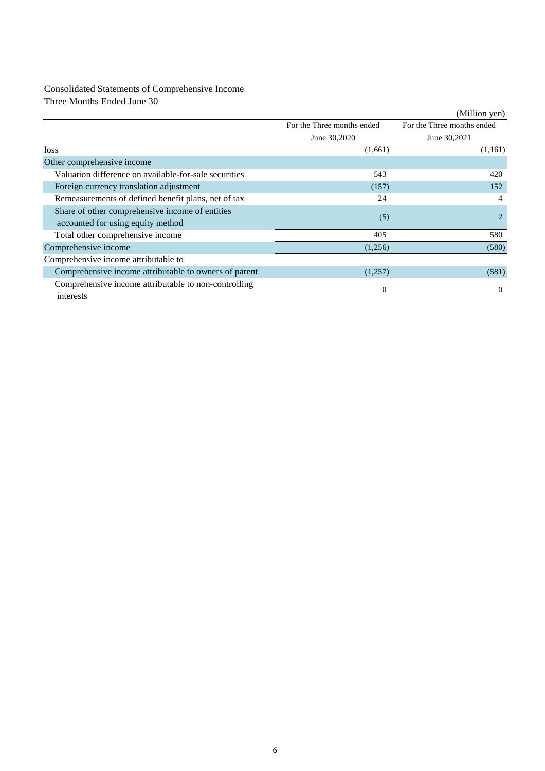Consolidated Statements of Comprehensive Income
Three Months Ended June 30

(Million yen)

| | For the Three months ended June 30,2020 | For the Three months ended June 30,2021 |
|---|---|---|
| loss | (1,661) | (1,161) |
| Other comprehensive income | | |
| Valuation difference on available-for-sale securities | 543 | 420 |
| Foreign currency translation adjustment | (157) | 152 |
| Remeasurements of defined benefit plans, net of tax | 24 | 4 |
| Share of other comprehensive income of entities accounted for using equity method | (5) | 2 |
| Total other comprehensive income | 405 | 580 |
| Comprehensive income | (1,256) | (580) |
| Comprehensive income attributable to | | |
| Comprehensive income attributable to owners of parent | (1,257) | (581) |
| Comprehensive income attributable to non-controlling interests | 0 | 0 |